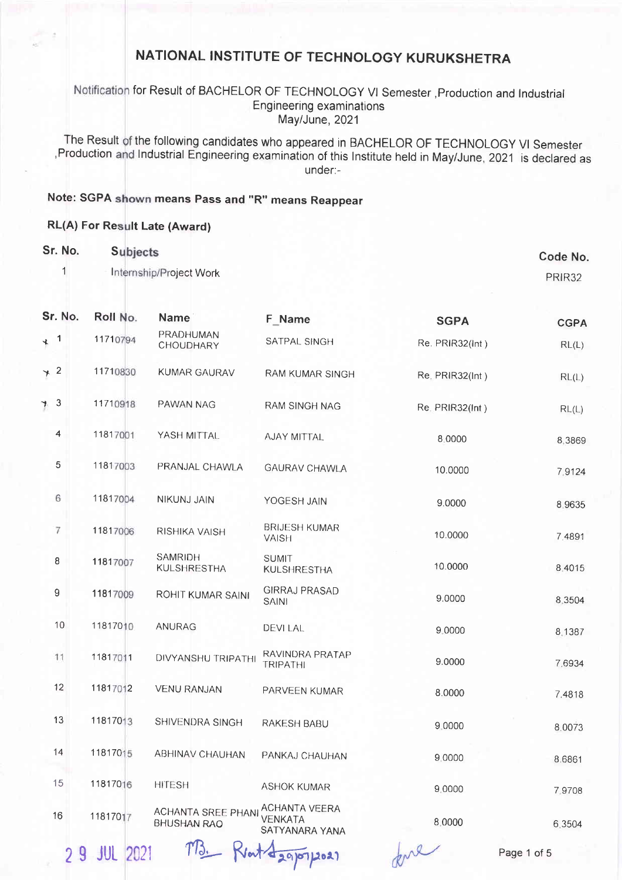# NATIONAL INSTITUTE OF TECHNOLOGY KURUKSHETRA

Notification for Result of BACHELOR OF TECHNOLOGY VI Semester ,Production and Industrial Engineering examinations
May/June, 2021

The Result of the following candidates who appeared in BACHELOR OF TECHNOLOGY VI Semester ,Production and Industrial Engineering examination of this Institute held in May/June, 2021 is declared as under:-

**Note: SGPA shown means Pass and "R" means Reappear**

**RL(A) For Result Late (Award)**

| Sr. No. | Subjects | Code No. |
|---|---|---|
| 1 | Internship/Project Work | PRIR32 |

| Sr. No. | Roll No. | Name | F_Name | SGPA | CGPA |
|---|---|---|---|---|---|
| 1 | 11710794 | PRADHUMAN CHOUDHARY | SATPAL SINGH | Re. PRIR32(Int ) | RL(L) |
| 2 | 11710830 | KUMAR GAURAV | RAM KUMAR SINGH | Re. PRIR32(Int ) | RL(L) |
| 3 | 11710918 | PAWAN NAG | RAM SINGH NAG | Re. PRIR32(Int ) | RL(L) |
| 4 | 11817001 | YASH MITTAL | AJAY MITTAL | 8.0000 | 8.3869 |
| 5 | 11817003 | PRANJAL CHAWLA | GAURAV CHAWLA | 10.0000 | 7.9124 |
| 6 | 11817004 | NIKUNJ JAIN | YOGESH JAIN | 9.0000 | 8.9635 |
| 7 | 11817006 | RISHIKA VAISH | BRIJESH KUMAR VAISH | 10.0000 | 7.4891 |
| 8 | 11817007 | SAMRIDH KULSHRESTHA | SUMIT KULSHRESTHA | 10.0000 | 8.4015 |
| 9 | 11817009 | ROHIT KUMAR SAINI | GIRRAJ PRASAD SAINI | 9.0000 | 8.3504 |
| 10 | 11817010 | ANURAG | DEVI LAL | 9.0000 | 8.1387 |
| 11 | 11817011 | DIVYANSHU TRIPATHI | RAVINDRA PRATAP TRIPATHI | 9.0000 | 7.6934 |
| 12 | 11817012 | VENU RANJAN | PARVEEN KUMAR | 8.0000 | 7.4818 |
| 13 | 11817013 | SHIVENDRA SINGH | RAKESH BABU | 9.0000 | 8.0073 |
| 14 | 11817015 | ABHINAV CHAUHAN | PANKAJ CHAUHAN | 9.0000 | 8.6861 |
| 15 | 11817016 | HITESH | ASHOK KUMAR | 9.0000 | 7.9708 |
| 16 | 11817017 | ACHANTA SREE PHANI BHUSHAN RAO | ACHANTA VEERA VENKATA SATYANARA YANA | 8.0000 | 6.3504 |

29 JUL 2021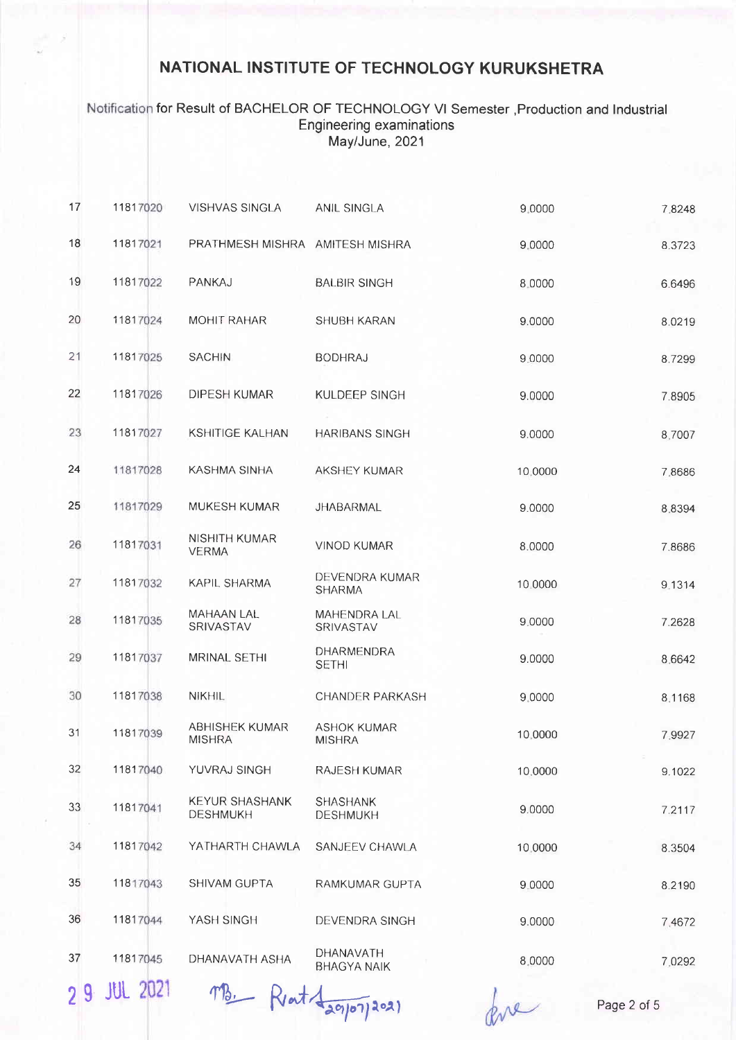# NATIONAL INSTITUTE OF TECHNOLOGY KURUKSHETRA

Notification for Result of BACHELOR OF TECHNOLOGY VI Semester ,Production and Industrial Engineering examinations
May/June, 2021

| | | | | | |
|---|---|---|---|---|---|
| 17 | 11817020 | VISHVAS SINGLA | ANIL SINGLA | 9.0000 | 7.8248 |
| 18 | 11817021 | PRATHMESH MISHRA | AMITESH MISHRA | 9.0000 | 8.3723 |
| 19 | 11817022 | PANKAJ | BALBIR SINGH | 8.0000 | 6.6496 |
| 20 | 11817024 | MOHIT RAHAR | SHUBH KARAN | 9.0000 | 8.0219 |
| 21 | 11817025 | SACHIN | BODHRAJ | 9.0000 | 8.7299 |
| 22 | 11817026 | DIPESH KUMAR | KULDEEP SINGH | 9.0000 | 7.8905 |
| 23 | 11817027 | KSHITIGE KALHAN | HARIBANS SINGH | 9.0000 | 8.7007 |
| 24 | 11817028 | KASHMA SINHA | AKSHEY KUMAR | 10.0000 | 7.8686 |
| 25 | 11817029 | MUKESH KUMAR | JHABARMAL | 9.0000 | 8.8394 |
| 26 | 11817031 | NISHITH KUMAR VERMA | VINOD KUMAR | 8.0000 | 7.8686 |
| 27 | 11817032 | KAPIL SHARMA | DEVENDRA KUMAR SHARMA | 10.0000 | 9.1314 |
| 28 | 11817035 | MAHAAN LAL SRIVASTAV | MAHENDRA LAL SRIVASTAV | 9.0000 | 7.2628 |
| 29 | 11817037 | MRINAL SETHI | DHARMENDRA SETHI | 9.0000 | 8.6642 |
| 30 | 11817038 | NIKHIL | CHANDER PARKASH | 9.0000 | 8.1168 |
| 31 | 11817039 | ABHISHEK KUMAR MISHRA | ASHOK KUMAR MISHRA | 10.0000 | 7.9927 |
| 32 | 11817040 | YUVRAJ SINGH | RAJESH KUMAR | 10.0000 | 9.1022 |
| 33 | 11817041 | KEYUR SHASHANK DESHMUKH | SHASHANK DESHMUKH | 9.0000 | 7.2117 |
| 34 | 11817042 | YATHARTH CHAWLA | SANJEEV CHAWLA | 10.0000 | 8.3504 |
| 35 | 11817043 | SHIVAM GUPTA | RAMKUMAR GUPTA | 9.0000 | 8.2190 |
| 36 | 11817044 | YASH SINGH | DEVENDRA SINGH | 9.0000 | 7.4672 |
| 37 | 11817045 | DHANAVATH ASHA | DHANAVATH BHAGYA NAIK | 8.0000 | 7.0292 |

29 JUL 2021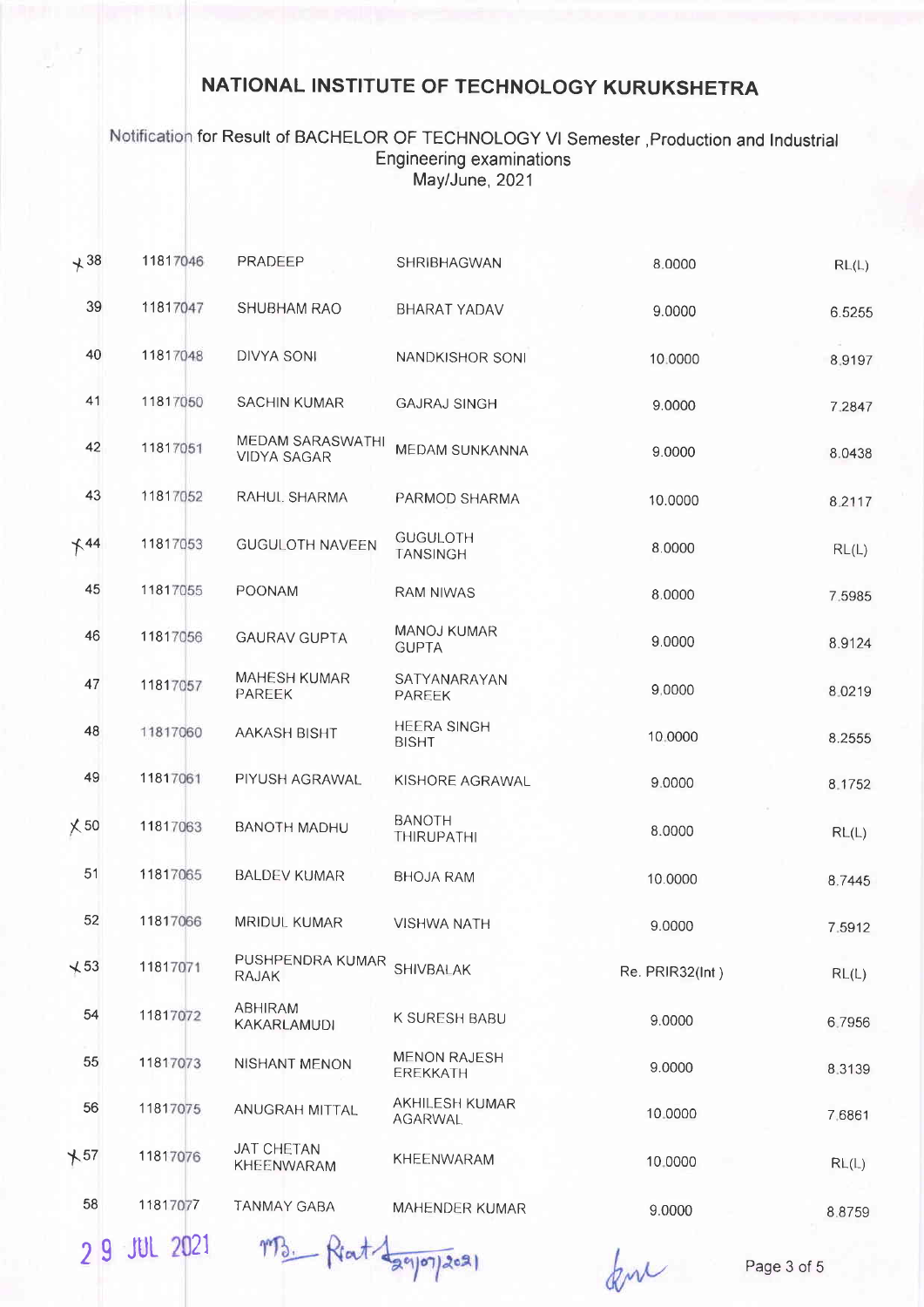# NATIONAL INSTITUTE OF TECHNOLOGY KURUKSHETRA

Notification for Result of BACHELOR OF TECHNOLOGY VI Semester ,Production and Industrial Engineering examinations
May/June, 2021

| | | | | | |
|---|---|---|---|---|---|
| ✗38 | 11817046 | PRADEEP | SHRIBHAGWAN | 8.0000 | RL(L) |
| 39 | 11817047 | SHUBHAM RAO | BHARAT YADAV | 9.0000 | 6.5255 |
| 40 | 11817048 | DIVYA SONI | NANDKISHOR SONI | 10.0000 | 8.9197 |
| 41 | 11817050 | SACHIN KUMAR | GAJRAJ SINGH | 9.0000 | 7.2847 |
| 42 | 11817051 | MEDAM SARASWATHI VIDYA SAGAR | MEDAM SUNKANNA | 9.0000 | 8.0438 |
| 43 | 11817052 | RAHUL SHARMA | PARMOD SHARMA | 10.0000 | 8.2117 |
| ✗44 | 11817053 | GUGULOTH NAVEEN | GUGULOTH TANSINGH | 8.0000 | RL(L) |
| 45 | 11817055 | POONAM | RAM NIWAS | 8.0000 | 7.5985 |
| 46 | 11817056 | GAURAV GUPTA | MANOJ KUMAR GUPTA | 9.0000 | 8.9124 |
| 47 | 11817057 | MAHESH KUMAR PAREEK | SATYANARAYAN PAREEK | 9.0000 | 8.0219 |
| 48 | 11817060 | AAKASH BISHT | HEERA SINGH BISHT | 10.0000 | 8.2555 |
| 49 | 11817061 | PIYUSH AGRAWAL | KISHORE AGRAWAL | 9.0000 | 8.1752 |
| ✗50 | 11817063 | BANOTH MADHU | BANOTH THIRUPATHI | 8.0000 | RL(L) |
| 51 | 11817065 | BALDEV KUMAR | BHOJA RAM | 10.0000 | 8.7445 |
| 52 | 11817066 | MRIDUL KUMAR | VISHWA NATH | 9.0000 | 7.5912 |
| ✗53 | 11817071 | PUSHPENDRA KUMAR RAJAK | SHIVBALAK | Re. PRIR32(Int ) | RL(L) |
| 54 | 11817072 | ABHIRAM KAKARLAMUDI | K SURESH BABU | 9.0000 | 6.7956 |
| 55 | 11817073 | NISHANT MENON | MENON RAJESH EREKKATH | 9.0000 | 8.3139 |
| 56 | 11817075 | ANUGRAH MITTAL | AKHILESH KUMAR AGARWAL | 10.0000 | 7.6861 |
| ✗57 | 11817076 | JAT CHETAN KHEENWARAM | KHEENWARAM | 10.0000 | RL(L) |
| 58 | 11817077 | TANMAY GABA | MAHENDER KUMAR | 9.0000 | 8.8759 |

29 JUL 2021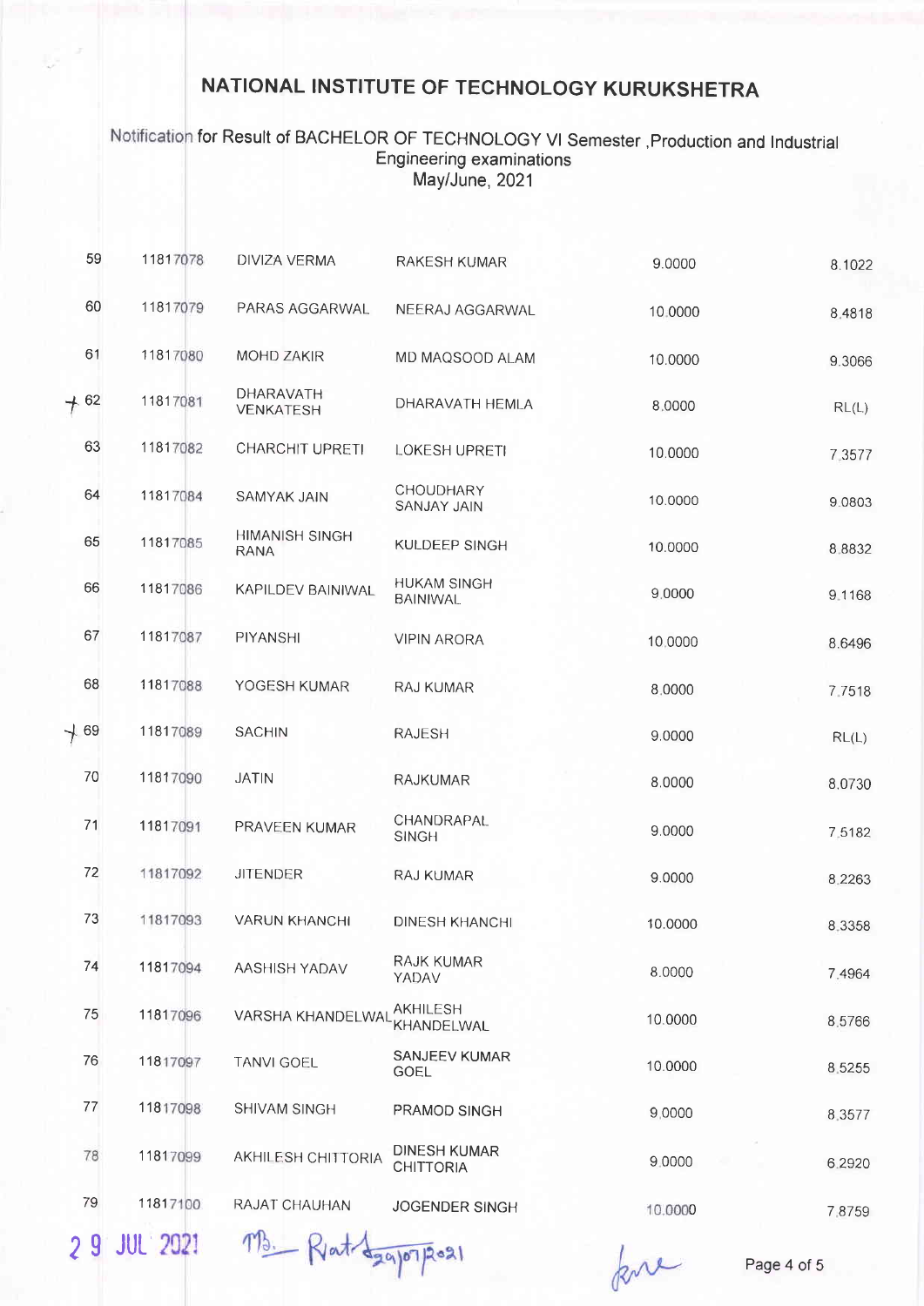# NATIONAL INSTITUTE OF TECHNOLOGY KURUKSHETRA

Notification for Result of BACHELOR OF TECHNOLOGY VI Semester ,Production and Industrial Engineering examinations
May/June, 2021

| | | | | | |
|---|---|---|---|---|---|
| 59 | 11817078 | DIVIZA VERMA | RAKESH KUMAR | 9.0000 | 8.1022 |
| 60 | 11817079 | PARAS AGGARWAL | NEERAJ AGGARWAL | 10.0000 | 8.4818 |
| 61 | 11817080 | MOHD ZAKIR | MD MAQSOOD ALAM | 10.0000 | 9.3066 |
| 62 | 11817081 | DHARAVATH VENKATESH | DHARAVATH HEMLA | 8.0000 | RL(L) |
| 63 | 11817082 | CHARCHIT UPRETI | LOKESH UPRETI | 10.0000 | 7.3577 |
| 64 | 11817084 | SAMYAK JAIN | CHOUDHARY SANJAY JAIN | 10.0000 | 9.0803 |
| 65 | 11817085 | HIMANISH SINGH RANA | KULDEEP SINGH | 10.0000 | 8.8832 |
| 66 | 11817086 | KAPILDEV BAINIWAL | HUKAM SINGH BAINIWAL | 9.0000 | 9.1168 |
| 67 | 11817087 | PIYANSHI | VIPIN ARORA | 10.0000 | 8.6496 |
| 68 | 11817088 | YOGESH KUMAR | RAJ KUMAR | 8.0000 | 7.7518 |
| 69 | 11817089 | SACHIN | RAJESH | 9.0000 | RL(L) |
| 70 | 11817090 | JATIN | RAJKUMAR | 8.0000 | 8.0730 |
| 71 | 11817091 | PRAVEEN KUMAR | CHANDRAPAL SINGH | 9.0000 | 7.5182 |
| 72 | 11817092 | JITENDER | RAJ KUMAR | 9.0000 | 8.2263 |
| 73 | 11817093 | VARUN KHANCHI | DINESH KHANCHI | 10.0000 | 8.3358 |
| 74 | 11817094 | AASHISH YADAV | RAJK KUMAR YADAV | 8.0000 | 7.4964 |
| 75 | 11817096 | VARSHA KHANDELWAL | AKHILESH KHANDELWAL | 10.0000 | 8.5766 |
| 76 | 11817097 | TANVI GOEL | SANJEEV KUMAR GOEL | 10.0000 | 8.5255 |
| 77 | 11817098 | SHIVAM SINGH | PRAMOD SINGH | 9.0000 | 8.3577 |
| 78 | 11817099 | AKHILESH CHITTORIA | DINESH KUMAR CHITTORIA | 9.0000 | 6.2920 |
| 79 | 11817100 | RAJAT CHAUHAN | JOGENDER SINGH | 10.0000 | 7.8759 |

29 JUL 2021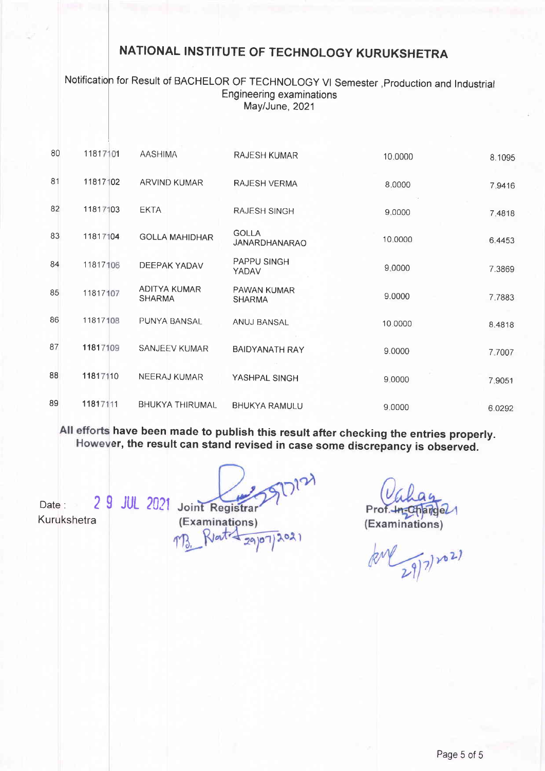# NATIONAL INSTITUTE OF TECHNOLOGY KURUKSHETRA

Notification for Result of BACHELOR OF TECHNOLOGY VI Semester ,Production and Industrial Engineering examinations
May/June, 2021

| | | | | | |
|---|---|---|---|---|---|
| 80 | 11817101 | AASHIMA | RAJESH KUMAR | 10.0000 | 8.1095 |
| 81 | 11817102 | ARVIND KUMAR | RAJESH VERMA | 8.0000 | 7.9416 |
| 82 | 11817103 | EKTA | RAJESH SINGH | 9.0000 | 7.4818 |
| 83 | 11817104 | GOLLA MAHIDHAR | GOLLA JANARDHANARAO | 10.0000 | 6.4453 |
| 84 | 11817106 | DEEPAK YADAV | PAPPU SINGH YADAV | 9.0000 | 7.3869 |
| 85 | 11817107 | ADITYA KUMAR SHARMA | PAWAN KUMAR SHARMA | 9.0000 | 7.7883 |
| 86 | 11817108 | PUNYA BANSAL | ANUJ BANSAL | 10.0000 | 8.4818 |
| 87 | 11817109 | SANJEEV KUMAR | BAIDYANATH RAY | 9.0000 | 7.7007 |
| 88 | 11817110 | NEERAJ KUMAR | YASHPAL SINGH | 9.0000 | 7.9051 |
| 89 | 11817111 | BHUKYA THIRUMAL | BHUKYA RAMULU | 9.0000 | 6.0292 |

**All efforts have been made to publish this result after checking the entries properly. However, the result can stand revised in case some discrepancy is observed.**

Date : 29 JUL 2021
Kurukshetra

**Joint Registrar (Examinations)**

**Prof.-In-Charge (Examinations)**